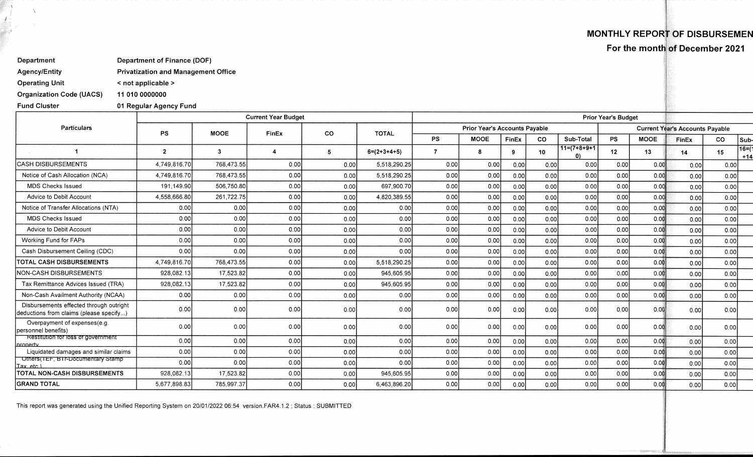## MONTHLY REPORT OF DISBURSEMEN
## For the month of December 2021

| | |
|---|---|
| **Department** | **Department of Finance (DOF)** |
| **Agency/Entity** | **Privatization and Management Office** |
| **Operating Unit** | **< not applicable >** |
| **Organization Code (UACS)** | **11 010 0000000** |
| **Fund Cluster** | **01 Regular Agency Fund** |

| Particulars | Current Year Budget | | | | | Prior Year's Budget | | | | | | | | | |
|---|---|---|---|---|---|---|---|---|---|---|---|---|---|---|---|
| | PS | MOOE | FinEx | CO | TOTAL | Prior Year's Accounts Payable | | | | | Current Year's Accounts Payable | | | | |
| | | | | | | PS | MOOE | FinEx | CO | Sub-Total | PS | MOOE | FinEx | CO | Sub- |
| 1 | 2 | 3 | 4 | 5 | 6=(2+3+4+5) | 7 | 8 | 9 | 10 | 11=(7+8+9+10) | 12 | 13 | 14 | 15 | 16=( +14 |
| CASH DISBURSEMENTS | 4,749,816.70 | 768,473.55 | 0.00 | 0.00 | 5,518,290.25 | 0.00 | 0.00 | 0.00 | 0.00 | 0.00 | 0.00 | 0.00 | 0.00 | 0.00 | |
| Notice of Cash Allocation (NCA) | 4,749,816.70 | 768,473.55 | 0.00 | 0.00 | 5,518,290.25 | 0.00 | 0.00 | 0.00 | 0.00 | 0.00 | 0.00 | 0.00 | 0.00 | 0.00 | |
| MDS Checks Issued | 191,149.90 | 506,750.80 | 0.00 | 0.00 | 697,900.70 | 0.00 | 0.00 | 0.00 | 0.00 | 0.00 | 0.00 | 0.00 | 0.00 | 0.00 | |
| Advice to Debit Account | 4,558,666.80 | 261,722.75 | 0.00 | 0.00 | 4,820,389.55 | 0.00 | 0.00 | 0.00 | 0.00 | 0.00 | 0.00 | 0.00 | 0.00 | 0.00 | |
| Notice of Transfer Allocations (NTA) | 0.00 | 0.00 | 0.00 | 0.00 | 0.00 | 0.00 | 0.00 | 0.00 | 0.00 | 0.00 | 0.00 | 0.00 | 0.00 | 0.00 | |
| MDS Checks Issued | 0.00 | 0.00 | 0.00 | 0.00 | 0.00 | 0.00 | 0.00 | 0.00 | 0.00 | 0.00 | 0.00 | 0.00 | 0.00 | 0.00 | |
| Advice to Debit Account | 0.00 | 0.00 | 0.00 | 0.00 | 0.00 | 0.00 | 0.00 | 0.00 | 0.00 | 0.00 | 0.00 | 0.00 | 0.00 | 0.00 | |
| Working Fund for FAPs | 0.00 | 0.00 | 0.00 | 0.00 | 0.00 | 0.00 | 0.00 | 0.00 | 0.00 | 0.00 | 0.00 | 0.00 | 0.00 | 0.00 | |
| Cash Disbursement Ceiling (CDC) | 0.00 | 0.00 | 0.00 | 0.00 | 0.00 | 0.00 | 0.00 | 0.00 | 0.00 | 0.00 | 0.00 | 0.00 | 0.00 | 0.00 | |
| **TOTAL CASH DISBURSEMENTS** | 4,749,816.70 | 768,473.55 | 0.00 | 0.00 | 5,518,290.25 | 0.00 | 0.00 | 0.00 | 0.00 | 0.00 | 0.00 | 0.00 | 0.00 | 0.00 | |
| NON-CASH DISBURSEMENTS | 928,082.13 | 17,523.82 | 0.00 | 0.00 | 945,605.95 | 0.00 | 0.00 | 0.00 | 0.00 | 0.00 | 0.00 | 0.00 | 0.00 | 0.00 | |
| Tax Remittance Advices Issued (TRA) | 928,082.13 | 17,523.82 | 0.00 | 0.00 | 945,605.95 | 0.00 | 0.00 | 0.00 | 0.00 | 0.00 | 0.00 | 0.00 | 0.00 | 0.00 | |
| Non-Cash Availment Authority (NCAA) | 0.00 | 0.00 | 0.00 | 0.00 | 0.00 | 0.00 | 0.00 | 0.00 | 0.00 | 0.00 | 0.00 | 0.00 | 0.00 | 0.00 | |
| Disbursements effected through outright deductions from claims (please specify...) | 0.00 | 0.00 | 0.00 | 0.00 | 0.00 | 0.00 | 0.00 | 0.00 | 0.00 | 0.00 | 0.00 | 0.00 | 0.00 | 0.00 | |
| Overpayment of expenses(e.g. personnel benefits) | 0.00 | 0.00 | 0.00 | 0.00 | 0.00 | 0.00 | 0.00 | 0.00 | 0.00 | 0.00 | 0.00 | 0.00 | 0.00 | 0.00 | |
| Restitution for loss of government property | 0.00 | 0.00 | 0.00 | 0.00 | 0.00 | 0.00 | 0.00 | 0.00 | 0.00 | 0.00 | 0.00 | 0.00 | 0.00 | 0.00 | |
| Liquidated damages and similar claims | 0.00 | 0.00 | 0.00 | 0.00 | 0.00 | 0.00 | 0.00 | 0.00 | 0.00 | 0.00 | 0.00 | 0.00 | 0.00 | 0.00 | |
| Others(TEF, BTr-Documentary Stamp Tax, etc.) | 0.00 | 0.00 | 0.00 | 0.00 | 0.00 | 0.00 | 0.00 | 0.00 | 0.00 | 0.00 | 0.00 | 0.00 | 0.00 | 0.00 | |
| **TOTAL NON-CASH DISBURSEMENTS** | 928,082.13 | 17,523.82 | 0.00 | 0.00 | 945,605.95 | 0.00 | 0.00 | 0.00 | 0.00 | 0.00 | 0.00 | 0.00 | 0.00 | 0.00 | |
| **GRAND TOTAL** | 5,677,898.83 | 785,997.37 | 0.00 | 0.00 | 6,463,896.20 | 0.00 | 0.00 | 0.00 | 0.00 | 0.00 | 0.00 | 0.00 | 0.00 | 0.00 | |

This report was generated using the Unified Reporting System on 20/01/2022 06:54 version.FAR4.1.2 ; Status : SUBMITTED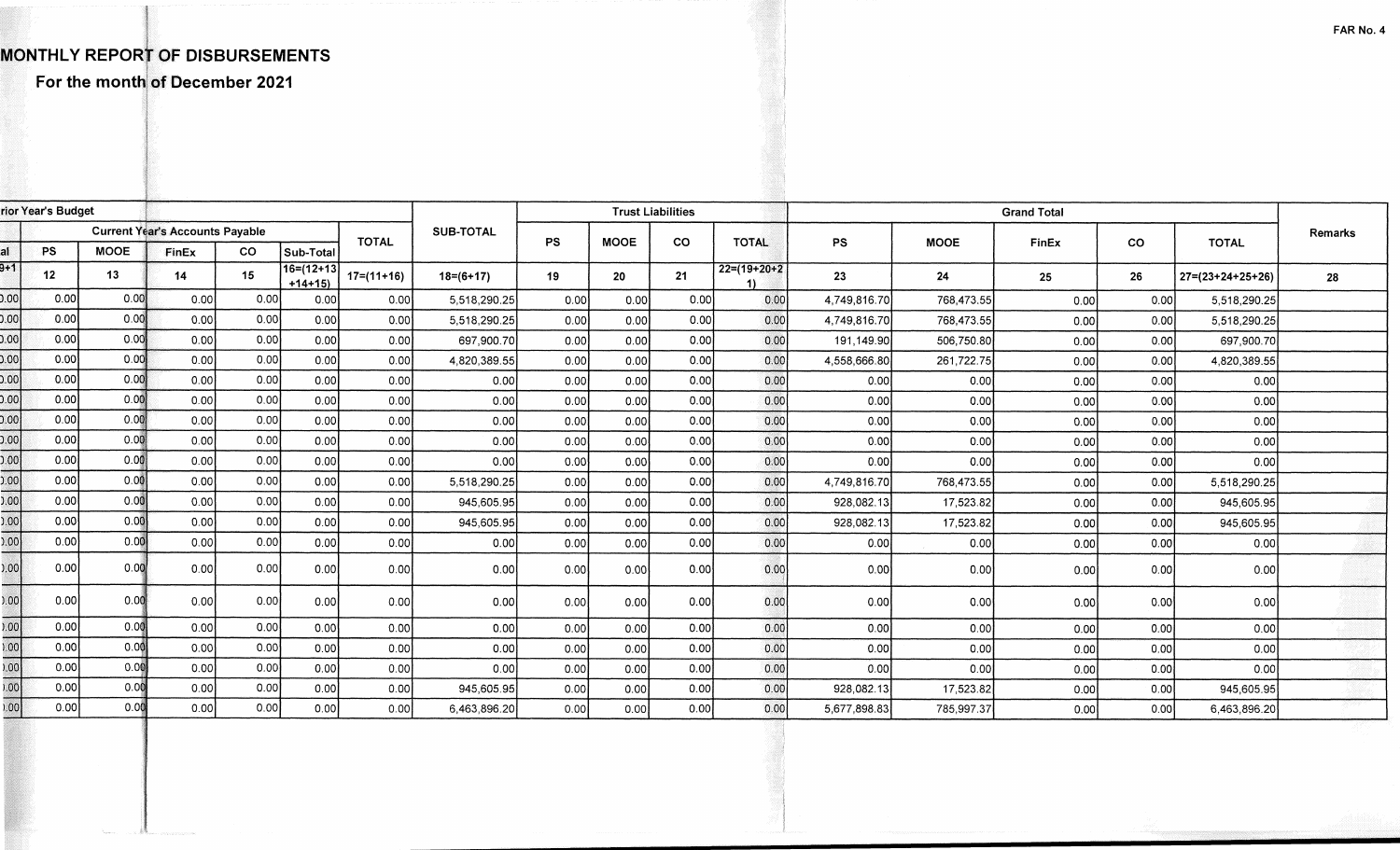FAR No. 4

# MONTHLY REPORT OF DISBURSEMENTS

## For the month of December 2021

| rior Year's Budget | | | | | | | | | Trust Liabilities | | | | Grand Total | | | | | Remarks |
|---|---|---|---|---|---|---|---|---|---|---|---|---|---|---|---|---|---|---|
| | Current Year's Accounts Payable | | | | | TOTAL | SUB-TOTAL | | | | | | | | | | | |
| al | PS | MOOE | FinEx | CO | Sub-Total | | | PS | MOOE | CO | TOTAL | PS | MOOE | FinEx | CO | TOTAL | |
| 9+1 | 12 | 13 | 14 | 15 | 16=(12+13+14+15) | 17=(11+16) | 18=(6+17) | 19 | 20 | 21 | 22=(19+20+21) | 23 | 24 | 25 | 26 | 27=(23+24+25+26) | 28 |
| ).00 | 0.00 | 0.00 | 0.00 | 0.00 | 0.00 | 0.00 | 5,518,290.25 | 0.00 | 0.00 | 0.00 | 0.00 | 4,749,816.70 | 768,473.55 | 0.00 | 0.00 | 5,518,290.25 | |
| ).00 | 0.00 | 0.00 | 0.00 | 0.00 | 0.00 | 0.00 | 5,518,290.25 | 0.00 | 0.00 | 0.00 | 0.00 | 4,749,816.70 | 768,473.55 | 0.00 | 0.00 | 5,518,290.25 | |
| ).00 | 0.00 | 0.00 | 0.00 | 0.00 | 0.00 | 0.00 | 697,900.70 | 0.00 | 0.00 | 0.00 | 0.00 | 191,149.90 | 506,750.80 | 0.00 | 0.00 | 697,900.70 | |
| ).00 | 0.00 | 0.00 | 0.00 | 0.00 | 0.00 | 0.00 | 4,820,389.55 | 0.00 | 0.00 | 0.00 | 0.00 | 4,558,666.80 | 261,722.75 | 0.00 | 0.00 | 4,820,389.55 | |
| ).00 | 0.00 | 0.00 | 0.00 | 0.00 | 0.00 | 0.00 | 0.00 | 0.00 | 0.00 | 0.00 | 0.00 | 0.00 | 0.00 | 0.00 | 0.00 | 0.00 | |
| ).00 | 0.00 | 0.00 | 0.00 | 0.00 | 0.00 | 0.00 | 0.00 | 0.00 | 0.00 | 0.00 | 0.00 | 0.00 | 0.00 | 0.00 | 0.00 | 0.00 | |
| ).00 | 0.00 | 0.00 | 0.00 | 0.00 | 0.00 | 0.00 | 0.00 | 0.00 | 0.00 | 0.00 | 0.00 | 0.00 | 0.00 | 0.00 | 0.00 | 0.00 | |
| ).00 | 0.00 | 0.00 | 0.00 | 0.00 | 0.00 | 0.00 | 0.00 | 0.00 | 0.00 | 0.00 | 0.00 | 0.00 | 0.00 | 0.00 | 0.00 | 0.00 | |
| ).00 | 0.00 | 0.00 | 0.00 | 0.00 | 0.00 | 0.00 | 0.00 | 0.00 | 0.00 | 0.00 | 0.00 | 0.00 | 0.00 | 0.00 | 0.00 | 0.00 | |
| ).00 | 0.00 | 0.00 | 0.00 | 0.00 | 0.00 | 0.00 | 5,518,290.25 | 0.00 | 0.00 | 0.00 | 0.00 | 4,749,816.70 | 768,473.55 | 0.00 | 0.00 | 5,518,290.25 | |
| ).00 | 0.00 | 0.00 | 0.00 | 0.00 | 0.00 | 0.00 | 945,605.95 | 0.00 | 0.00 | 0.00 | 0.00 | 928,082.13 | 17,523.82 | 0.00 | 0.00 | 945,605.95 | |
| ).00 | 0.00 | 0.00 | 0.00 | 0.00 | 0.00 | 0.00 | 945,605.95 | 0.00 | 0.00 | 0.00 | 0.00 | 928,082.13 | 17,523.82 | 0.00 | 0.00 | 945,605.95 | |
| ).00 | 0.00 | 0.00 | 0.00 | 0.00 | 0.00 | 0.00 | 0.00 | 0.00 | 0.00 | 0.00 | 0.00 | 0.00 | 0.00 | 0.00 | 0.00 | 0.00 | |
| ).00 | 0.00 | 0.00 | 0.00 | 0.00 | 0.00 | 0.00 | 0.00 | 0.00 | 0.00 | 0.00 | 0.00 | 0.00 | 0.00 | 0.00 | 0.00 | 0.00 | |
| ).00 | 0.00 | 0.00 | 0.00 | 0.00 | 0.00 | 0.00 | 0.00 | 0.00 | 0.00 | 0.00 | 0.00 | 0.00 | 0.00 | 0.00 | 0.00 | 0.00 | |
| ).00 | 0.00 | 0.00 | 0.00 | 0.00 | 0.00 | 0.00 | 0.00 | 0.00 | 0.00 | 0.00 | 0.00 | 0.00 | 0.00 | 0.00 | 0.00 | 0.00 | |
| ).00 | 0.00 | 0.00 | 0.00 | 0.00 | 0.00 | 0.00 | 0.00 | 0.00 | 0.00 | 0.00 | 0.00 | 0.00 | 0.00 | 0.00 | 0.00 | 0.00 | |
| ).00 | 0.00 | 0.00 | 0.00 | 0.00 | 0.00 | 0.00 | 0.00 | 0.00 | 0.00 | 0.00 | 0.00 | 0.00 | 0.00 | 0.00 | 0.00 | 0.00 | |
| ).00 | 0.00 | 0.00 | 0.00 | 0.00 | 0.00 | 0.00 | 945,605.95 | 0.00 | 0.00 | 0.00 | 0.00 | 928,082.13 | 17,523.82 | 0.00 | 0.00 | 945,605.95 | |
| ).00 | 0.00 | 0.00 | 0.00 | 0.00 | 0.00 | 0.00 | 6,463,896.20 | 0.00 | 0.00 | 0.00 | 0.00 | 5,677,898.83 | 785,997.37 | 0.00 | 0.00 | 6,463,896.20 | |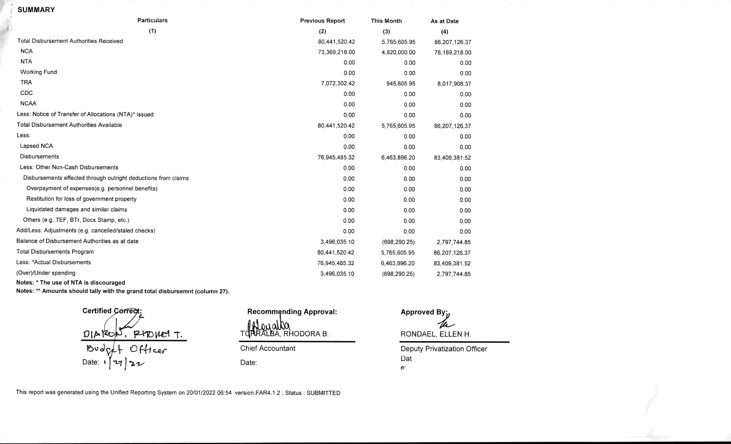## SUMMARY

| Particulars (1) | Previous Report (2) | This Month (3) | As at Date (4) |
|---|---|---|---|
| Total Disbursement Authorities Received | 80,441,520.42 | 5,765,605.95 | 86,207,126.37 |
| NCA | 73,369,218.00 | 4,820,000.00 | 78,189,218.00 |
| NTA | 0.00 | 0.00 | 0.00 |
| Working Fund | 0.00 | 0.00 | 0.00 |
| TRA | 7,072,302.42 | 945,605.95 | 8,017,908.37 |
| CDC | 0.00 | 0.00 | 0.00 |
| NCAA | 0.00 | 0.00 | 0.00 |
| Less: Notice of Transfer of Allocations (NTA)* issued | 0.00 | 0.00 | 0.00 |
| Total Disbursement Authorities Available | 80,441,520.42 | 5,765,605.95 | 86,207,126.37 |
| Less: | 0.00 | 0.00 | 0.00 |
| Lapsed NCA | 0.00 | 0.00 | 0.00 |
| Disbursements | 76,945,485.32 | 6,463,896.20 | 83,409,381.52 |
| Less: Other Non-Cash Disbursements | 0.00 | 0.00 | 0.00 |
| Disbursements effected through outright deductions from claims | 0.00 | 0.00 | 0.00 |
| Overpayment of expenses(e.g. personnel benefits) | 0.00 | 0.00 | 0.00 |
| Restitution for loss of government property | 0.00 | 0.00 | 0.00 |
| Liquidated damages and similar claims | 0.00 | 0.00 | 0.00 |
| Others (e.g. TEF, BTr, Docs Stamp, etc.) | 0.00 | 0.00 | 0.00 |
| Add/Less: Adjustments (e.g. cancelled/staled checks) | 0.00 | 0.00 | 0.00 |
| Balance of Disbursement Authorities as at date | 3,496,035.10 | (698,290.25) | 2,797,744.85 |
| Total Disbursements Program | 80,441,520.42 | 5,765,605.95 | 86,207,126.37 |
| Less: *Actual Disbursements | 76,945,485.32 | 6,463,896.20 | 83,409,381.52 |
| (Over)/Under spending | 3,496,035.10 | (698,290.25) | 2,797,744.85 |

**Notes: * The use of NTA is discouraged**

**Notes: ** Amounts should tally with the grand total disbursemnt (column 27).**

| Certified Correct: | Recommending Approval: | Approved By: |
|---|---|---|
| DIARON, RHONEL T. | TORRALBA, RHODORA B. | RONDAEL, ELLEN H. |
| Budget Officer | Chief Accountant | Deputy Privatization Officer |
| Date: 1/27/22 | Date: | Date: |

This report was generated using the Unified Reporting System on 20/01/2022 06:54 version.FAR4.1.2 ; Status : SUBMITTED